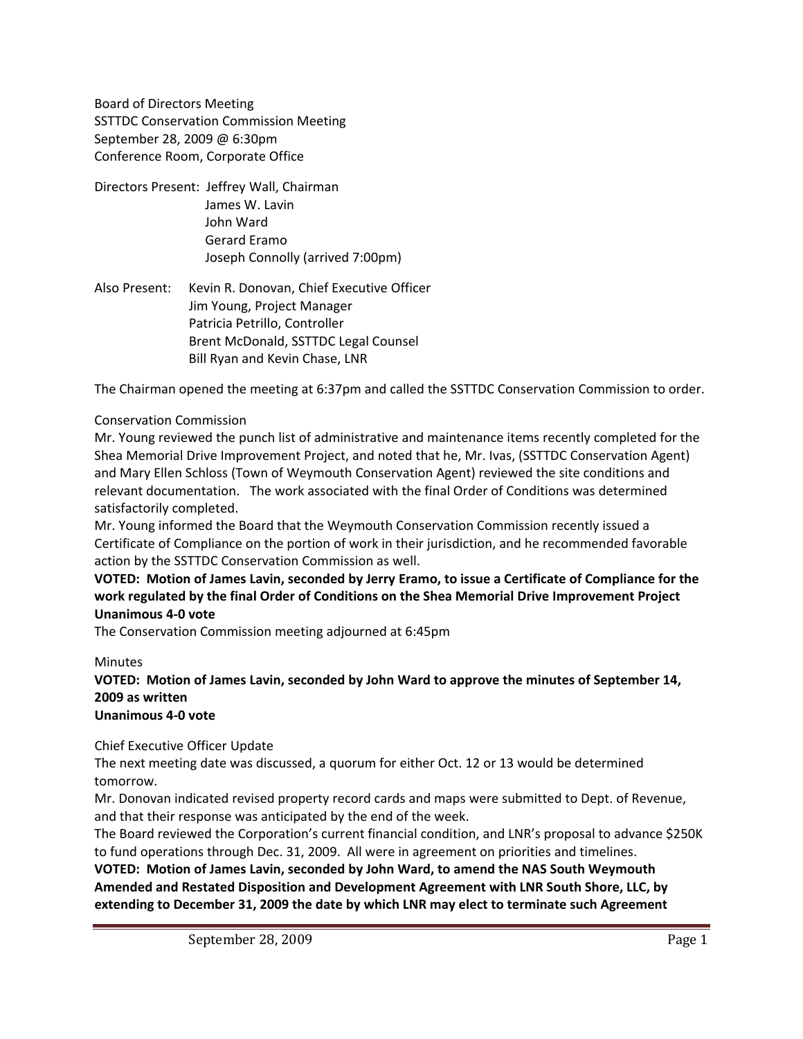Board of Directors Meeting
SSTTDC Conservation Commission Meeting
September 28, 2009 @ 6:30pm
Conference Room, Corporate Office

Directors Present: Jeffrey Wall, Chairman
James W. Lavin
John Ward
Gerard Eramo
Joseph Connolly (arrived 7:00pm)

Also Present: Kevin R. Donovan, Chief Executive Officer
Jim Young, Project Manager
Patricia Petrillo, Controller
Brent McDonald, SSTTDC Legal Counsel
Bill Ryan and Kevin Chase, LNR

The Chairman opened the meeting at 6:37pm and called the SSTTDC Conservation Commission to order.

Conservation Commission

Mr. Young reviewed the punch list of administrative and maintenance items recently completed for the Shea Memorial Drive Improvement Project, and noted that he, Mr. Ivas, (SSTTDC Conservation Agent) and Mary Ellen Schloss (Town of Weymouth Conservation Agent) reviewed the site conditions and relevant documentation. The work associated with the final Order of Conditions was determined satisfactorily completed.

Mr. Young informed the Board that the Weymouth Conservation Commission recently issued a Certificate of Compliance on the portion of work in their jurisdiction, and he recommended favorable action by the SSTTDC Conservation Commission as well.

**VOTED: Motion of James Lavin, seconded by Jerry Eramo, to issue a Certificate of Compliance for the work regulated by the final Order of Conditions on the Shea Memorial Drive Improvement Project**
**Unanimous 4-0 vote**

The Conservation Commission meeting adjourned at 6:45pm

Minutes

**VOTED: Motion of James Lavin, seconded by John Ward to approve the minutes of September 14, 2009 as written**
**Unanimous 4-0 vote**

Chief Executive Officer Update

The next meeting date was discussed, a quorum for either Oct. 12 or 13 would be determined tomorrow.

Mr. Donovan indicated revised property record cards and maps were submitted to Dept. of Revenue, and that their response was anticipated by the end of the week.

The Board reviewed the Corporation's current financial condition, and LNR's proposal to advance $250K to fund operations through Dec. 31, 2009. All were in agreement on priorities and timelines.

**VOTED: Motion of James Lavin, seconded by John Ward, to amend the NAS South Weymouth Amended and Restated Disposition and Development Agreement with LNR South Shore, LLC, by extending to December 31, 2009 the date by which LNR may elect to terminate such Agreement**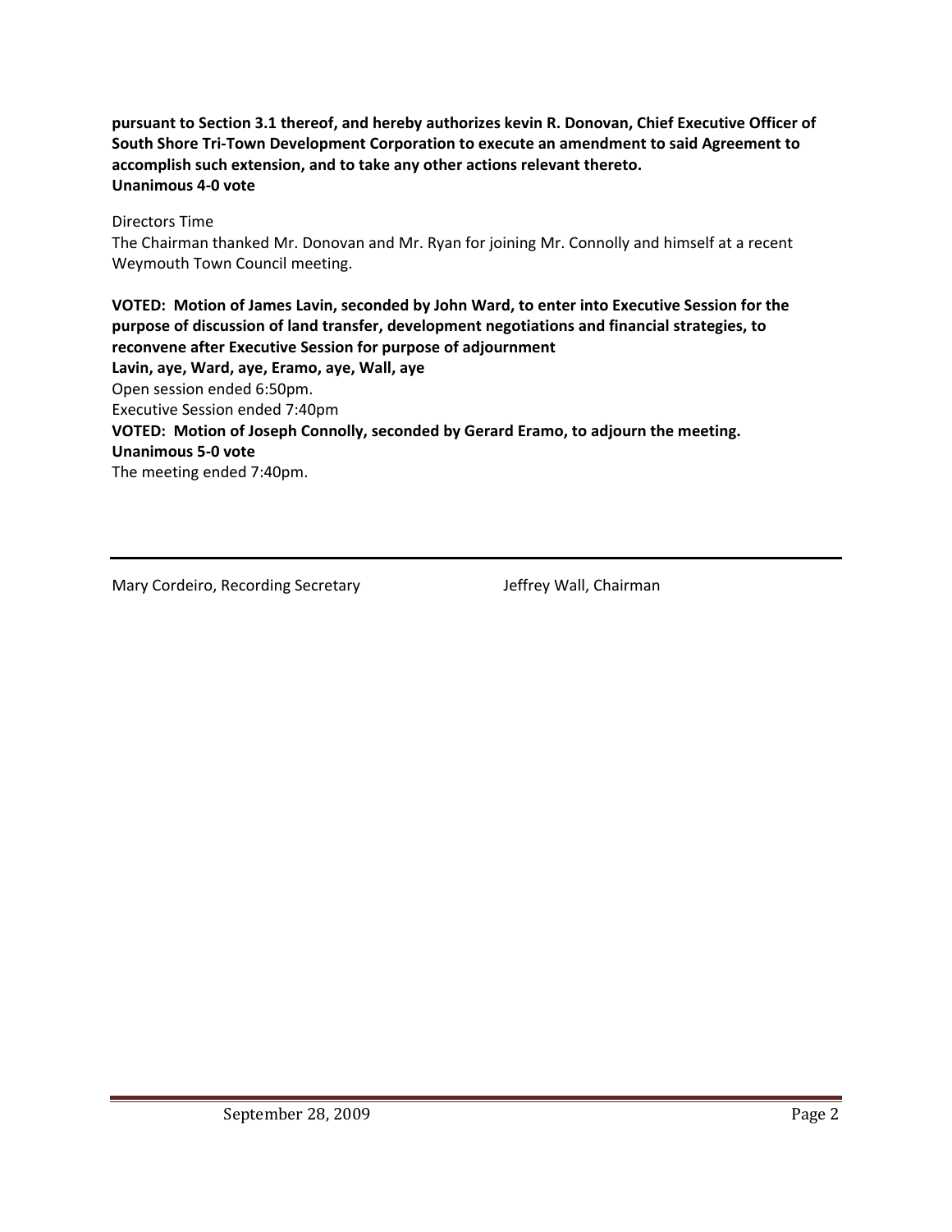**pursuant to Section 3.1 thereof, and hereby authorizes kevin R. Donovan, Chief Executive Officer of South Shore Tri-Town Development Corporation to execute an amendment to said Agreement to accomplish such extension, and to take any other actions relevant thereto.**
**Unanimous 4-0 vote**

Directors Time
The Chairman thanked Mr. Donovan and Mr. Ryan for joining Mr. Connolly and himself at a recent Weymouth Town Council meeting.

**VOTED: Motion of James Lavin, seconded by John Ward, to enter into Executive Session for the purpose of discussion of land transfer, development negotiations and financial strategies, to reconvene after Executive Session for purpose of adjournment**
**Lavin, aye, Ward, aye, Eramo, aye, Wall, aye**
Open session ended 6:50pm.
Executive Session ended 7:40pm
**VOTED: Motion of Joseph Connolly, seconded by Gerard Eramo, to adjourn the meeting.**
**Unanimous 5-0 vote**
The meeting ended 7:40pm.

Mary Cordeiro, Recording Secretary Jeffrey Wall, Chairman

September 28, 2009